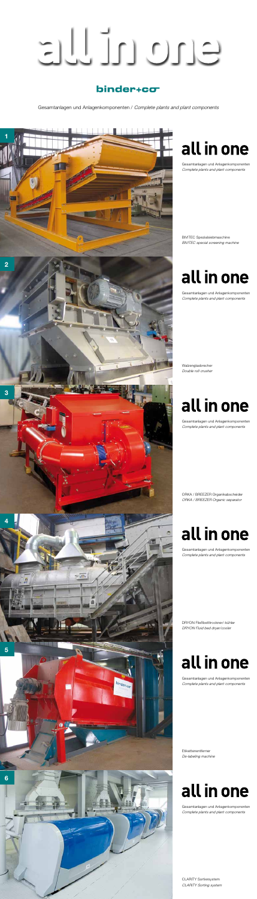# all in one

binder+co

Gesamtanlagen und Anlagenkomponenten / *Complete plants and plant components*

1

## all in one

Gesamtanlagen und Anlagenkomponenten
*Complete plants and plant components*

BIVITEC Spezialsiebmaschine
*BIVITEC special screening machine*

2

## all in one

Gesamtanlagen und Anlagenkomponenten
*Complete plants and plant components*

Walzenglasbrecher
*Double roll crusher*

3

## all in one

Gesamtanlagen und Anlagenkomponenten
*Complete plants and plant components*

ORKA / BREEZER Organikabscheider
*ORKA / BREEZER Organic separator*

4

## all in one

Gesamtanlagen und Anlagenkomponenten
*Complete plants and plant components*

DRYON Fließbetttrockner/-kühler
*DRYON Fluid bed dryer/cooler*

5

## all in one

Gesamtanlagen und Anlagenkomponenten
*Complete plants and plant components*

Etikettenentferner
*De-labeling machine*

6

## all in one

Gesamtanlagen und Anlagenkomponenten
*Complete plants and plant components*

CLARITY Sortiersystem
*CLARITY Sorting system*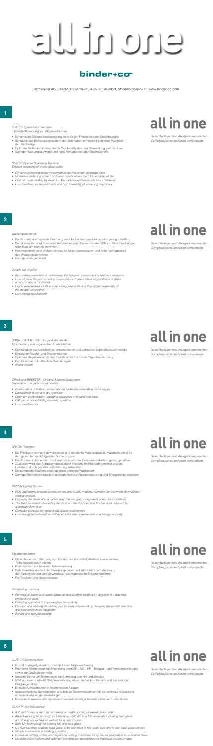# all in one

binder+co

Binder+Co AG, Grazer Straße 19-25, A-8200 Gleisdorf, office@binder-co.at, www.binder-co.com

## 1

BIVITEC Spezialsiebmaschine
Effiziente Absiebung von Altglasscherben

- Dynamische Siebmattenbewegung sorgt für ein Freibleiben der Sieböffnungen
- Schraubloses Befestigungssystem der Siebmatten ermöglicht schnelles Wechseln der Siebbeläge
- Optimale Seitenabdichtung durch Ox-Horn-System zur Vermeidung von Fehlkorn
- Geringer Wartungsaufwand und hohe Verfügbarkeit der Siebmaschine

*BIVITEC Special Screening Machine*
*Efficient screening of waste glass cullet*

- *Dynamic screening-panel movement keeps the screen openings clear*
- *Screwless fastening system of screen panels allows them to be replaced fast*
- *Optimum side sealing by means of the ox-horn system avoids loss of material*
- *Low maintenance requirements and high availability of screening machinery*

**all in one**

Gesamtanlagen und Anlagenkomponenten
*Complete plants and plant components*

## 2

Walzenglasbrecher

- Durch materialschonende Brechung wird die Feinkornproduktion sehr gering gehalten.
- Der Glasverlust wird durch das Aufbrechen von Glaskombinaten (Glas in Verschraubungen oder Glas um Korken) minimiert.
- Hochverschleißfeste Walzen sorgen für lange Lebensdauer und hohe Verfügbarkeit des Walzenglasbrechers.
- Geringer Energiebedarf

*Double roll crusher*

- *By crushing material in a careful way, the fine-grain component is kept to a minimum*
- *Loss of glass through crushing combinations of glass (glass screw fittings or glass around corks) is minimised*
- *Highly wear-resistant rolls ensure a long service life and thus higher availability of the double roll crusher*
- *Low energy requirement*

**all in one**

Gesamtanlagen und Anlagenkomponenten
*Complete plants and plant components*

## 3

ORKA und BREEZER - Organikabscheider
Abscheidung von organischen Fremdstoffen

- Kombination aus ballistischer, pneumatischer und adhäsiver Separationstechnologie
- Einsatz im Feucht- und Trockenbetrieb
- Optimale Regelbarkeit für den Einsatzfall zur höchsten Organikausbringung
- Kombinierbar mit lufttechnischen Anlagen
- Wartungsarm

*ORKA and BREEZER - Organic Material Separators*
*Separation of organic contaminants*

- *Combination of ballistic, pneumatic and adhesive separation technologies*
- *Deployment in wet and dry operation*
- *Optimum controllability regarding separation of organic materials*
- *Can be combined with pneumatic systems*
- *Low maintenance*

**all in one**

Gesamtanlagen und Anlagenkomponenten
*Complete plants and plant components*

## 4

DRYON Trockner

- Die Fließbetttrocknung gewährleistet eine konstante Materialqualität (Materialfeuchte) für den gesamten nachfolgenden Sortierprozess.
- Durch einen schonenden Trocknerprozess wird die Feinkornproduktion gering gehalten.
- Zusätzlich wird das Aufgabematerial durch Reibung im Fließbett gereinigt und der Feinstaub durch gezielte Luftströmung entfrachtet.
- Die kompakte Bauform benötigt einen geringen Platzbedarf
- Geringer Energieverbrauch und Möglichkeit zur Abwärmenutzung und Energierückgewinnung

*DRYON Drying System*

- *Fluid-bed drying ensures consistent material quality (material humidity) for the whole downstream sorting process*
- *By drying the material in a careful way, the fine-grain component is kept to a minimum*
- *The feed material is cleaned by the friction in the fluid bed and the fine dust removed by a targeted flow of air*
- *Compact construction means low space requirements*
- *Low energy requirement as well as possible use of waste heat and energy recovery*

**all in one**

Gesamtanlagen und Anlagenkomponenten
*Complete plants and plant components*

## 5

Etikettenentferner

- Glasschonende Entfernung von Papier- und Kunststoffetiketten sowie anderen Anhaftungen durch Abrieb
- Polierfunktion zur besseren Glaserkennung
- Gute Beeinflussbarkeit der Bereibungsdauer und Intensität durch Änderung der Paddelrichtung und Verweildauer des Materials im Etikettenentferner
- Für Trocken- und Nassprozesse

*De-labeling machine*

- *Removal of paper and plastic labels as well as other stickers by abrasion in a way that protects the glass*
- *Polishing operation to improve glass recognition*
- *Duration and intensity of rubbing can be easily influenced by changing the paddle direction and time spent in the delabeler*
- *For dry and wet processing*

**all in one**

Gesamtanlagen und Anlagenkomponenten
*Complete plants and plant components*

## 6

CLARITY Sortiersystem

- 2- und 3-Weg-Systeme zur hochpräzisen Altglassortierung
- Prämierte Technologie zur Erkennung von KSP-, NE-, HR-, Bleiglas- und Feinkornsortierung sowie zur Qualitätskontrolle
- Unbedenkliche UV-Technologie zur Sortierung von HR und Bleiglas
- UV-Fluoreszenz erlaubt Bleiglaserkennung selbst im Feinkornbereich und bei geringen Bleiglasgehalten
- Einfache Umrüstbarkeit in bestehenden Anlagen
- Unterschiedliche Sortierbreiten und teilbare Sortiermaschinen für die optimale Anpassung an individuelle Aufgabenstellungen
- Modulare Bauweise und optimale Kombinationsmöglichkeiten einzelner Sortierstufen

*CLARITY Sorting system*

- *A 2 and 3-way system for extremely accurate sorting of waste glass cullet*
- *Award-winning technology for identifying CSP, NF and HR materials including lead glass and fine-grain sorting as well as for quality control*
- *Safe UV technology for sorting HR and lead glass*
- *UV fluorescence enables lead glass to be identified in fine-grain size and in low lead-glass content*
- *Simple conversion in existing systems*
- *Individual sorting widths and separable sorting machines for optimum adaptation to individual tasks*
- *Modular construction and optimum combination possibilities of individual sorting stages*

**all in one**

Gesamtanlagen und Anlagenkomponenten
*Complete plants and plant components*